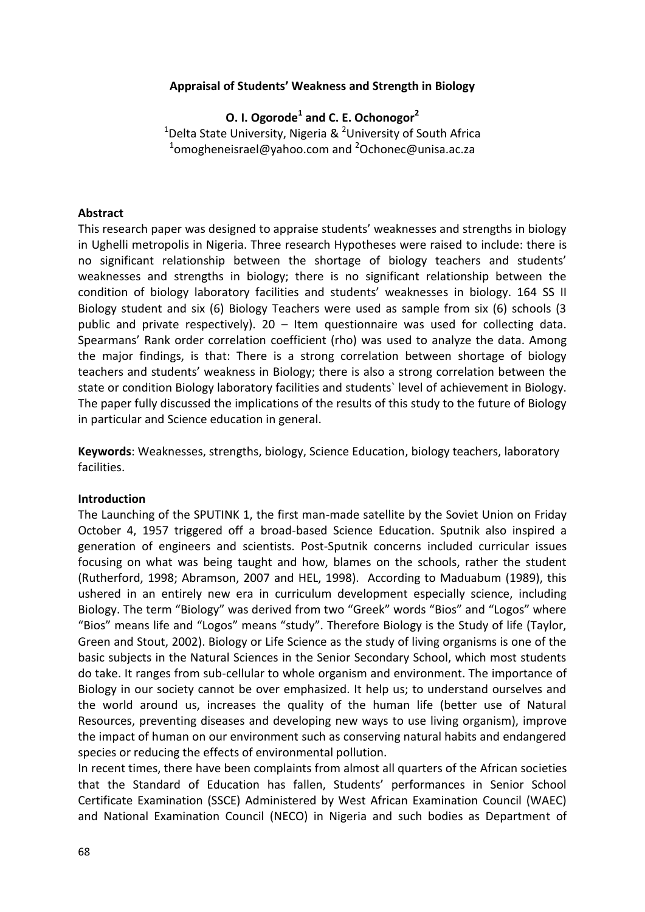# Appraisal of Students' Weakness and Strength in Biology

**O. I. Ogorode[1] and C. E. Ochonogor[2]**

[1]Delta State University, Nigeria & [2]University of South Africa
[1]omogheneisrael@yahoo.com and [2]Ochonec@unisa.ac.za

## Abstract

This research paper was designed to appraise students' weaknesses and strengths in biology in Ughelli metropolis in Nigeria. Three research Hypotheses were raised to include: there is no significant relationship between the shortage of biology teachers and students' weaknesses and strengths in biology; there is no significant relationship between the condition of biology laboratory facilities and students' weaknesses in biology. 164 SS II Biology student and six (6) Biology Teachers were used as sample from six (6) schools (3 public and private respectively). 20 – Item questionnaire was used for collecting data. Spearmans' Rank order correlation coefficient (rho) was used to analyze the data. Among the major findings, is that: There is a strong correlation between shortage of biology teachers and students' weakness in Biology; there is also a strong correlation between the state or condition Biology laboratory facilities and students` level of achievement in Biology. The paper fully discussed the implications of the results of this study to the future of Biology in particular and Science education in general.

**Keywords**: Weaknesses, strengths, biology, Science Education, biology teachers, laboratory facilities.

## Introduction

The Launching of the SPUTINK 1, the first man-made satellite by the Soviet Union on Friday October 4, 1957 triggered off a broad-based Science Education. Sputnik also inspired a generation of engineers and scientists. Post-Sputnik concerns included curricular issues focusing on what was being taught and how, blames on the schools, rather the student (Rutherford, 1998; Abramson, 2007 and HEL, 1998). According to Maduabum (1989), this ushered in an entirely new era in curriculum development especially science, including Biology. The term "Biology" was derived from two "Greek" words "Bios" and "Logos" where "Bios" means life and "Logos" means "study". Therefore Biology is the Study of life (Taylor, Green and Stout, 2002). Biology or Life Science as the study of living organisms is one of the basic subjects in the Natural Sciences in the Senior Secondary School, which most students do take. It ranges from sub-cellular to whole organism and environment. The importance of Biology in our society cannot be over emphasized. It help us; to understand ourselves and the world around us, increases the quality of the human life (better use of Natural Resources, preventing diseases and developing new ways to use living organism), improve the impact of human on our environment such as conserving natural habits and endangered species or reducing the effects of environmental pollution.

In recent times, there have been complaints from almost all quarters of the African societies that the Standard of Education has fallen, Students' performances in Senior School Certificate Examination (SSCE) Administered by West African Examination Council (WAEC) and National Examination Council (NECO) in Nigeria and such bodies as Department of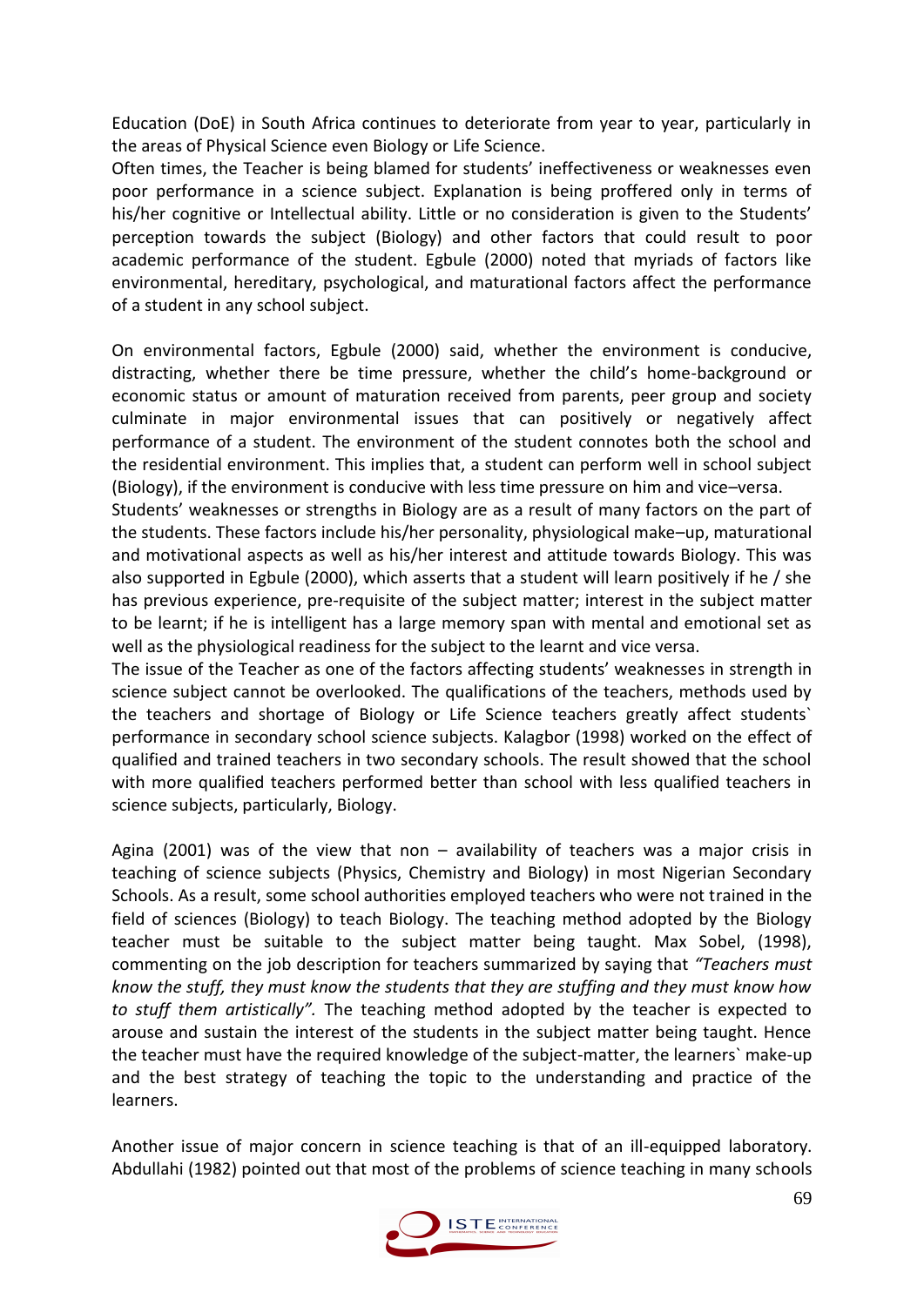Education (DoE) in South Africa continues to deteriorate from year to year, particularly in the areas of Physical Science even Biology or Life Science.

Often times, the Teacher is being blamed for students' ineffectiveness or weaknesses even poor performance in a science subject. Explanation is being proffered only in terms of his/her cognitive or Intellectual ability. Little or no consideration is given to the Students' perception towards the subject (Biology) and other factors that could result to poor academic performance of the student. Egbule (2000) noted that myriads of factors like environmental, hereditary, psychological, and maturational factors affect the performance of a student in any school subject.

On environmental factors, Egbule (2000) said, whether the environment is conducive, distracting, whether there be time pressure, whether the child's home-background or economic status or amount of maturation received from parents, peer group and society culminate in major environmental issues that can positively or negatively affect performance of a student. The environment of the student connotes both the school and the residential environment. This implies that, a student can perform well in school subject (Biology), if the environment is conducive with less time pressure on him and vice–versa.

Students' weaknesses or strengths in Biology are as a result of many factors on the part of the students. These factors include his/her personality, physiological make–up, maturational and motivational aspects as well as his/her interest and attitude towards Biology. This was also supported in Egbule (2000), which asserts that a student will learn positively if he / she has previous experience, pre-requisite of the subject matter; interest in the subject matter to be learnt; if he is intelligent has a large memory span with mental and emotional set as well as the physiological readiness for the subject to the learnt and vice versa.

The issue of the Teacher as one of the factors affecting students' weaknesses in strength in science subject cannot be overlooked. The qualifications of the teachers, methods used by the teachers and shortage of Biology or Life Science teachers greatly affect students` performance in secondary school science subjects. Kalagbor (1998) worked on the effect of qualified and trained teachers in two secondary schools. The result showed that the school with more qualified teachers performed better than school with less qualified teachers in science subjects, particularly, Biology.

Agina (2001) was of the view that non – availability of teachers was a major crisis in teaching of science subjects (Physics, Chemistry and Biology) in most Nigerian Secondary Schools. As a result, some school authorities employed teachers who were not trained in the field of sciences (Biology) to teach Biology. The teaching method adopted by the Biology teacher must be suitable to the subject matter being taught. Max Sobel, (1998), commenting on the job description for teachers summarized by saying that *"Teachers must know the stuff, they must know the students that they are stuffing and they must know how to stuff them artistically".* The teaching method adopted by the teacher is expected to arouse and sustain the interest of the students in the subject matter being taught. Hence the teacher must have the required knowledge of the subject-matter, the learners` make-up and the best strategy of teaching the topic to the understanding and practice of the learners.

Another issue of major concern in science teaching is that of an ill-equipped laboratory. Abdullahi (1982) pointed out that most of the problems of science teaching in many schools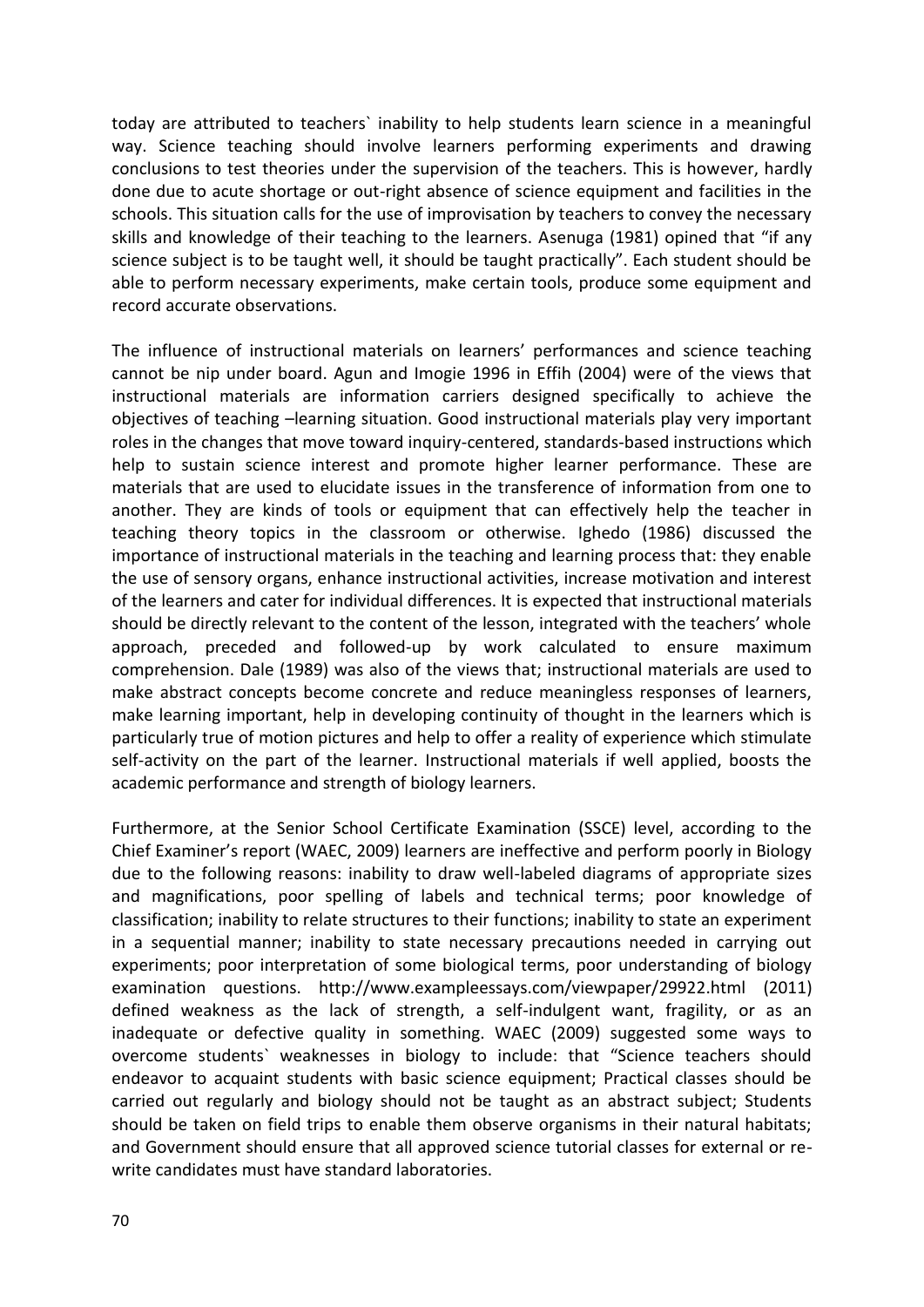today are attributed to teachers` inability to help students learn science in a meaningful way. Science teaching should involve learners performing experiments and drawing conclusions to test theories under the supervision of the teachers. This is however, hardly done due to acute shortage or out-right absence of science equipment and facilities in the schools. This situation calls for the use of improvisation by teachers to convey the necessary skills and knowledge of their teaching to the learners. Asenuga (1981) opined that "if any science subject is to be taught well, it should be taught practically". Each student should be able to perform necessary experiments, make certain tools, produce some equipment and record accurate observations.

The influence of instructional materials on learners' performances and science teaching cannot be nip under board. Agun and Imogie 1996 in Effih (2004) were of the views that instructional materials are information carriers designed specifically to achieve the objectives of teaching –learning situation. Good instructional materials play very important roles in the changes that move toward inquiry-centered, standards-based instructions which help to sustain science interest and promote higher learner performance. These are materials that are used to elucidate issues in the transference of information from one to another. They are kinds of tools or equipment that can effectively help the teacher in teaching theory topics in the classroom or otherwise. Ighedo (1986) discussed the importance of instructional materials in the teaching and learning process that: they enable the use of sensory organs, enhance instructional activities, increase motivation and interest of the learners and cater for individual differences. It is expected that instructional materials should be directly relevant to the content of the lesson, integrated with the teachers' whole approach, preceded and followed-up by work calculated to ensure maximum comprehension. Dale (1989) was also of the views that; instructional materials are used to make abstract concepts become concrete and reduce meaningless responses of learners, make learning important, help in developing continuity of thought in the learners which is particularly true of motion pictures and help to offer a reality of experience which stimulate self-activity on the part of the learner. Instructional materials if well applied, boosts the academic performance and strength of biology learners.

Furthermore, at the Senior School Certificate Examination (SSCE) level, according to the Chief Examiner's report (WAEC, 2009) learners are ineffective and perform poorly in Biology due to the following reasons: inability to draw well-labeled diagrams of appropriate sizes and magnifications, poor spelling of labels and technical terms; poor knowledge of classification; inability to relate structures to their functions; inability to state an experiment in a sequential manner; inability to state necessary precautions needed in carrying out experiments; poor interpretation of some biological terms, poor understanding of biology examination questions. http://www.exampleessays.com/viewpaper/29922.html (2011) defined weakness as the lack of strength, a self-indulgent want, fragility, or as an inadequate or defective quality in something. WAEC (2009) suggested some ways to overcome students` weaknesses in biology to include: that "Science teachers should endeavor to acquaint students with basic science equipment; Practical classes should be carried out regularly and biology should not be taught as an abstract subject; Students should be taken on field trips to enable them observe organisms in their natural habitats; and Government should ensure that all approved science tutorial classes for external or re-write candidates must have standard laboratories.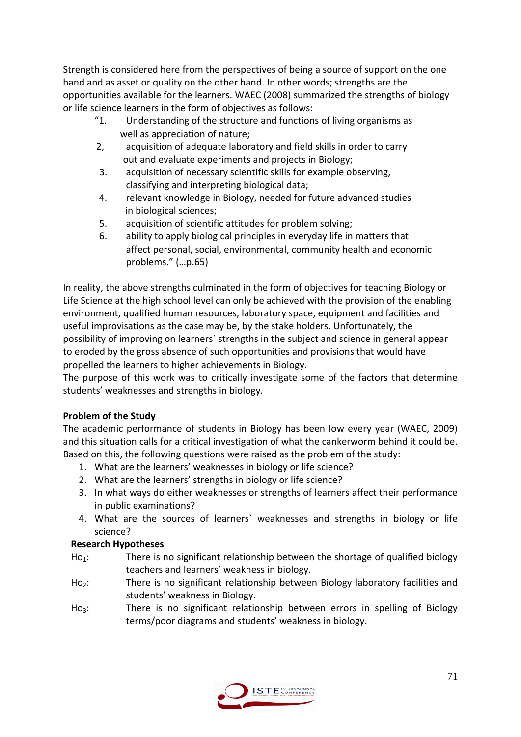Strength is considered here from the perspectives of being a source of support on the one hand and as asset or quality on the other hand. In other words; strengths are the opportunities available for the learners. WAEC (2008) summarized the strengths of biology or life science learners in the form of objectives as follows:

"1. Understanding of the structure and functions of living organisms as well as appreciation of nature;

2, acquisition of adequate laboratory and field skills in order to carry out and evaluate experiments and projects in Biology;

3. acquisition of necessary scientific skills for example observing, classifying and interpreting biological data;

4. relevant knowledge in Biology, needed for future advanced studies in biological sciences;

5. acquisition of scientific attitudes for problem solving;

6. ability to apply biological principles in everyday life in matters that affect personal, social, environmental, community health and economic problems." (…p.65)

In reality, the above strengths culminated in the form of objectives for teaching Biology or Life Science at the high school level can only be achieved with the provision of the enabling environment, qualified human resources, laboratory space, equipment and facilities and useful improvisations as the case may be, by the stake holders. Unfortunately, the possibility of improving on learners` strengths in the subject and science in general appear to eroded by the gross absence of such opportunities and provisions that would have propelled the learners to higher achievements in Biology.

The purpose of this work was to critically investigate some of the factors that determine students' weaknesses and strengths in biology.

**Problem of the Study**

The academic performance of students in Biology has been low every year (WAEC, 2009) and this situation calls for a critical investigation of what the cankerworm behind it could be. Based on this, the following questions were raised as the problem of the study:

1. What are the learners' weaknesses in biology or life science?
2. What are the learners' strengths in biology or life science?
3. In what ways do either weaknesses or strengths of learners affect their performance in public examinations?
4. What are the sources of learners` weaknesses and strengths in biology or life science?

**Research Hypotheses**

$Ho_1$: There is no significant relationship between the shortage of qualified biology teachers and learners' weakness in biology.

$Ho_2$: There is no significant relationship between Biology laboratory facilities and students' weakness in Biology.

$Ho_3$: There is no significant relationship between errors in spelling of Biology terms/poor diagrams and students' weakness in biology.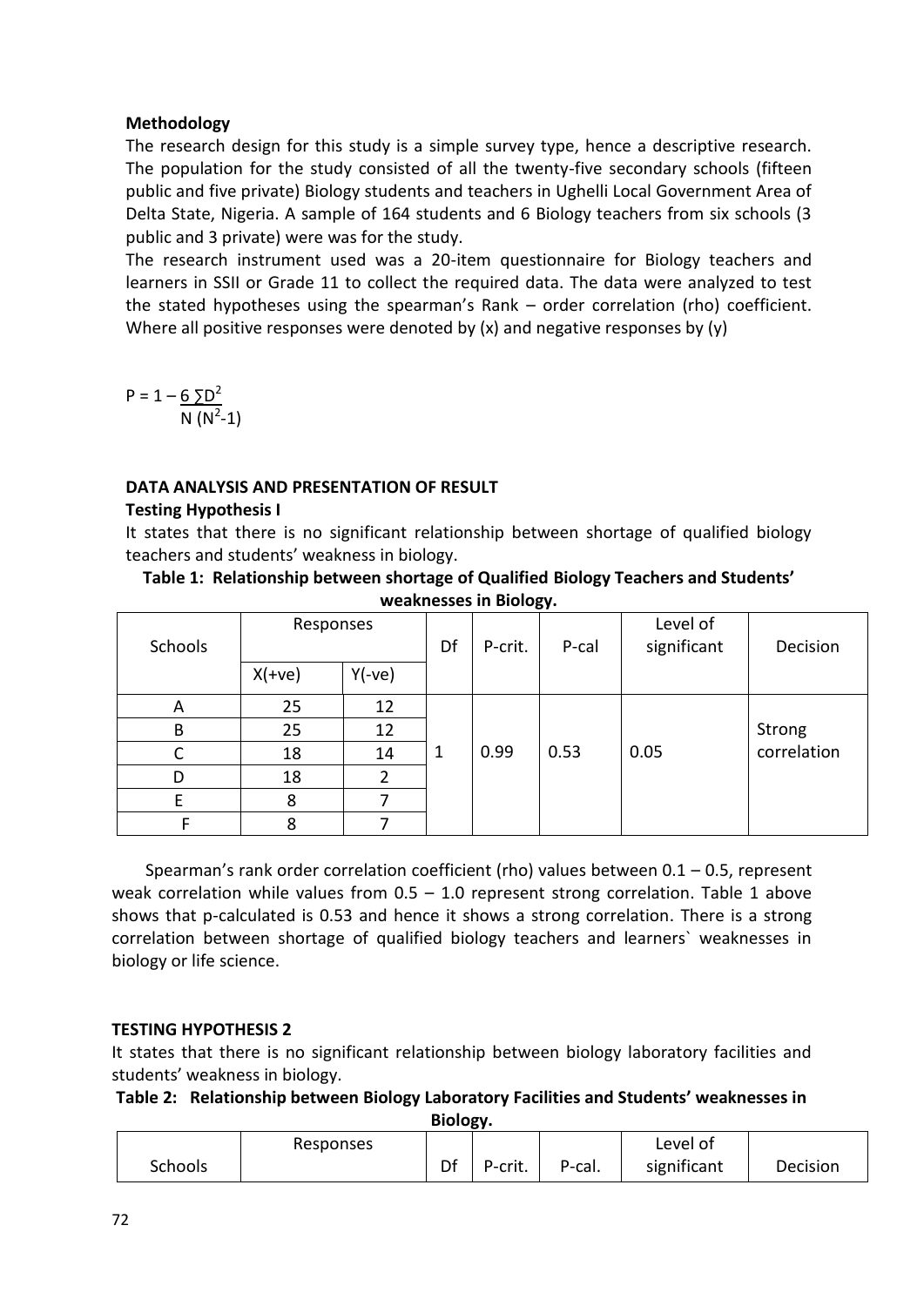**Methodology**

The research design for this study is a simple survey type, hence a descriptive research. The population for the study consisted of all the twenty-five secondary schools (fifteen public and five private) Biology students and teachers in Ughelli Local Government Area of Delta State, Nigeria. A sample of 164 students and 6 Biology teachers from six schools (3 public and 3 private) were was for the study.

The research instrument used was a 20-item questionnaire for Biology teachers and learners in SSII or Grade 11 to collect the required data. The data were analyzed to test the stated hypotheses using the spearman's Rank – order correlation (rho) coefficient. Where all positive responses were denoted by (x) and negative responses by (y)

$$P = 1 - \frac{6 \sum D^2}{N (N^2-1)}$$

### DATA ANALYSIS AND PRESENTATION OF RESULT

**Testing Hypothesis I**

It states that there is no significant relationship between shortage of qualified biology teachers and students' weakness in biology.

**Table 1: Relationship between shortage of Qualified Biology Teachers and Students' weaknesses in Biology.**

| Schools | Responses | | Df | P-crit. | P-cal | Level of significant | Decision |
|---|---|---|---|---|---|---|---|
| | X(+ve) | Y(-ve) | | | | | |
| A | 25 | 12 | 1 | 0.99 | 0.53 | 0.05 | Strong correlation |
| B | 25 | 12 | | | | | |
| C | 18 | 14 | | | | | |
| D | 18 | 2 | | | | | |
| E | 8 | 7 | | | | | |
| F | 8 | 7 | | | | | |

Spearman's rank order correlation coefficient (rho) values between 0.1 – 0.5, represent weak correlation while values from 0.5 – 1.0 represent strong correlation. Table 1 above shows that p-calculated is 0.53 and hence it shows a strong correlation. There is a strong correlation between shortage of qualified biology teachers and learners` weaknesses in biology or life science.

**TESTING HYPOTHESIS 2**

It states that there is no significant relationship between biology laboratory facilities and students' weakness in biology.

**Table 2: Relationship between Biology Laboratory Facilities and Students' weaknesses in Biology.**

| Schools | Responses | Df | P-crit. | P-cal. | Level of significant | Decision |
|---|---|---|---|---|---|---|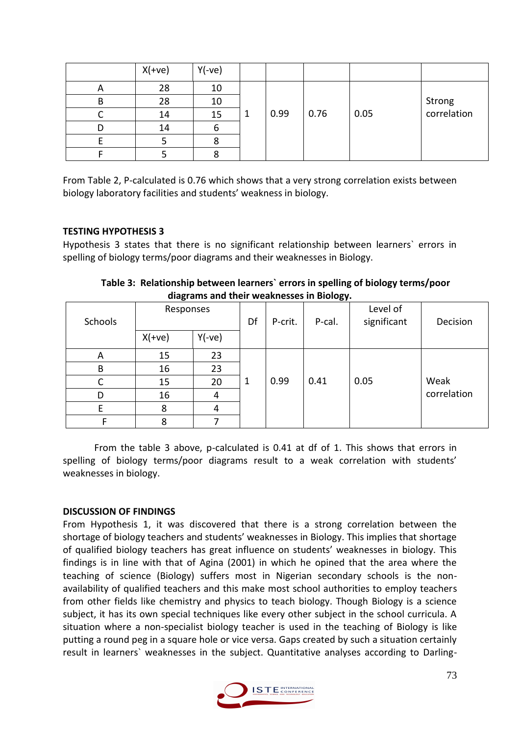|  | X(+ve) | Y(-ve) |  |  |  |  |  |
|---|---|---|---|---|---|---|---|
| A | 28 | 10 | 1 | 0.99 | 0.76 | 0.05 | Strong correlation |
| B | 28 | 10 |  |  |  |  |  |
| C | 14 | 15 |  |  |  |  |  |
| D | 14 | 6 |  |  |  |  |  |
| E | 5 | 8 |  |  |  |  |  |
| F | 5 | 8 |  |  |  |  |  |

From Table 2, P-calculated is 0.76 which shows that a very strong correlation exists between biology laboratory facilities and students' weakness in biology.

**TESTING HYPOTHESIS 3**

Hypothesis 3 states that there is no significant relationship between learners` errors in spelling of biology terms/poor diagrams and their weaknesses in Biology.

**Table 3: Relationship between learners` errors in spelling of biology terms/poor diagrams and their weaknesses in Biology.**

| Schools | Responses |  | Df | P-crit. | P-cal. | Level of significant | Decision |
|---|---|---|---|---|---|---|---|
|  | X(+ve) | Y(-ve) |  |  |  |  |  |
| A | 15 | 23 | 1 | 0.99 | 0.41 | 0.05 | Weak correlation |
| B | 16 | 23 |  |  |  |  |  |
| C | 15 | 20 |  |  |  |  |  |
| D | 16 | 4 |  |  |  |  |  |
| E | 8 | 4 |  |  |  |  |  |
| F | 8 | 7 |  |  |  |  |  |

From the table 3 above, p-calculated is 0.41 at df of 1. This shows that errors in spelling of biology terms/poor diagrams result to a weak correlation with students' weaknesses in biology.

**DISCUSSION OF FINDINGS**

From Hypothesis 1, it was discovered that there is a strong correlation between the shortage of biology teachers and students' weaknesses in Biology. This implies that shortage of qualified biology teachers has great influence on students' weaknesses in biology. This findings is in line with that of Agina (2001) in which he opined that the area where the teaching of science (Biology) suffers most in Nigerian secondary schools is the non-availability of qualified teachers and this make most school authorities to employ teachers from other fields like chemistry and physics to teach biology. Though Biology is a science subject, it has its own special techniques like every other subject in the school curricula. A situation where a non-specialist biology teacher is used in the teaching of Biology is like putting a round peg in a square hole or vice versa. Gaps created by such a situation certainly result in learners` weaknesses in the subject. Quantitative analyses according to Darling-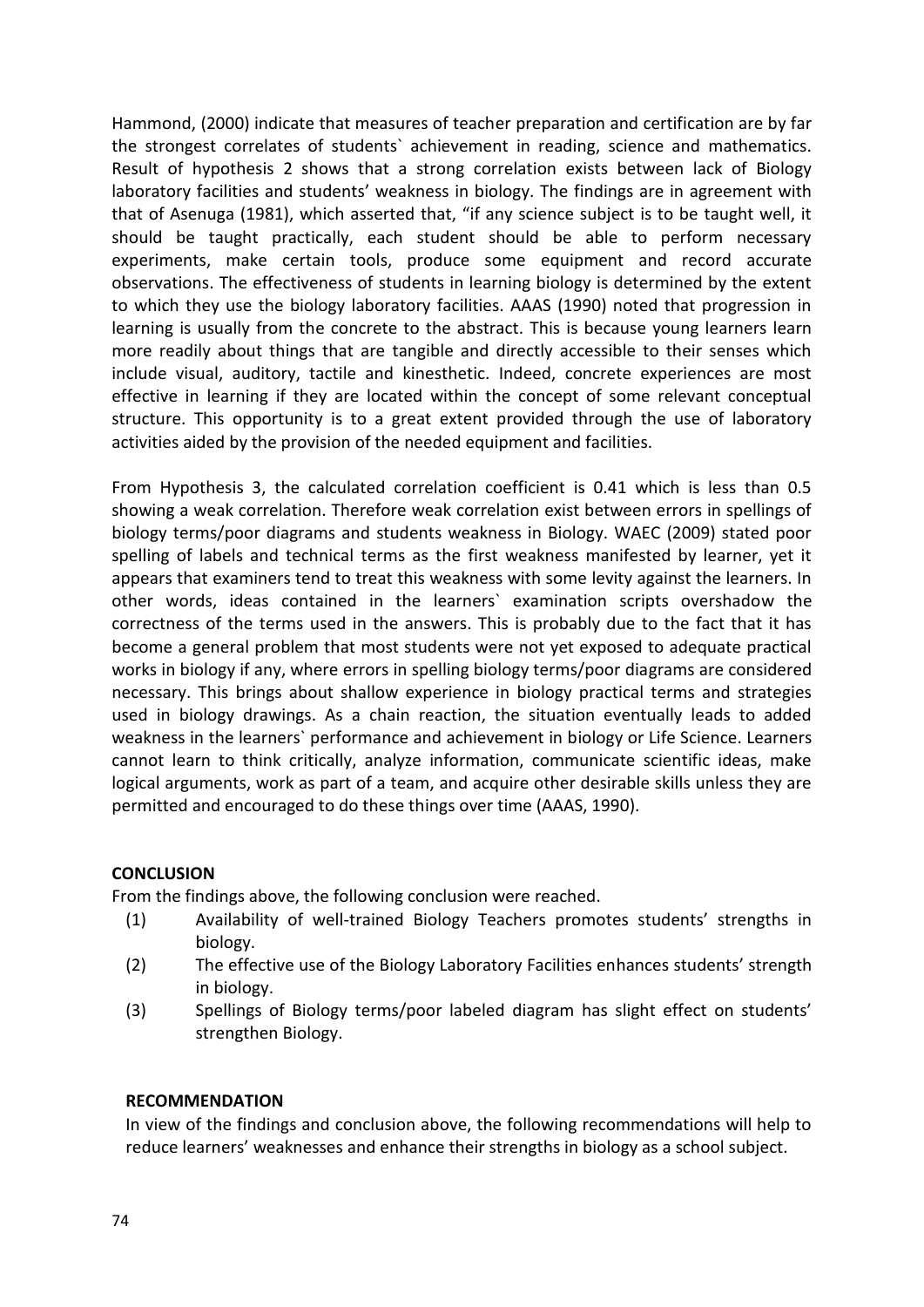Hammond, (2000) indicate that measures of teacher preparation and certification are by far the strongest correlates of students` achievement in reading, science and mathematics. Result of hypothesis 2 shows that a strong correlation exists between lack of Biology laboratory facilities and students' weakness in biology. The findings are in agreement with that of Asenuga (1981), which asserted that, "if any science subject is to be taught well, it should be taught practically, each student should be able to perform necessary experiments, make certain tools, produce some equipment and record accurate observations. The effectiveness of students in learning biology is determined by the extent to which they use the biology laboratory facilities. AAAS (1990) noted that progression in learning is usually from the concrete to the abstract. This is because young learners learn more readily about things that are tangible and directly accessible to their senses which include visual, auditory, tactile and kinesthetic. Indeed, concrete experiences are most effective in learning if they are located within the concept of some relevant conceptual structure. This opportunity is to a great extent provided through the use of laboratory activities aided by the provision of the needed equipment and facilities.

From Hypothesis 3, the calculated correlation coefficient is 0.41 which is less than 0.5 showing a weak correlation. Therefore weak correlation exist between errors in spellings of biology terms/poor diagrams and students weakness in Biology. WAEC (2009) stated poor spelling of labels and technical terms as the first weakness manifested by learner, yet it appears that examiners tend to treat this weakness with some levity against the learners. In other words, ideas contained in the learners` examination scripts overshadow the correctness of the terms used in the answers. This is probably due to the fact that it has become a general problem that most students were not yet exposed to adequate practical works in biology if any, where errors in spelling biology terms/poor diagrams are considered necessary. This brings about shallow experience in biology practical terms and strategies used in biology drawings. As a chain reaction, the situation eventually leads to added weakness in the learners` performance and achievement in biology or Life Science. Learners cannot learn to think critically, analyze information, communicate scientific ideas, make logical arguments, work as part of a team, and acquire other desirable skills unless they are permitted and encouraged to do these things over time (AAAS, 1990).

## CONCLUSION

From the findings above, the following conclusion were reached.

(1) Availability of well-trained Biology Teachers promotes students' strengths in biology.

(2) The effective use of the Biology Laboratory Facilities enhances students' strength in biology.

(3) Spellings of Biology terms/poor labeled diagram has slight effect on students' strengthen Biology.

## RECOMMENDATION

In view of the findings and conclusion above, the following recommendations will help to reduce learners' weaknesses and enhance their strengths in biology as a school subject.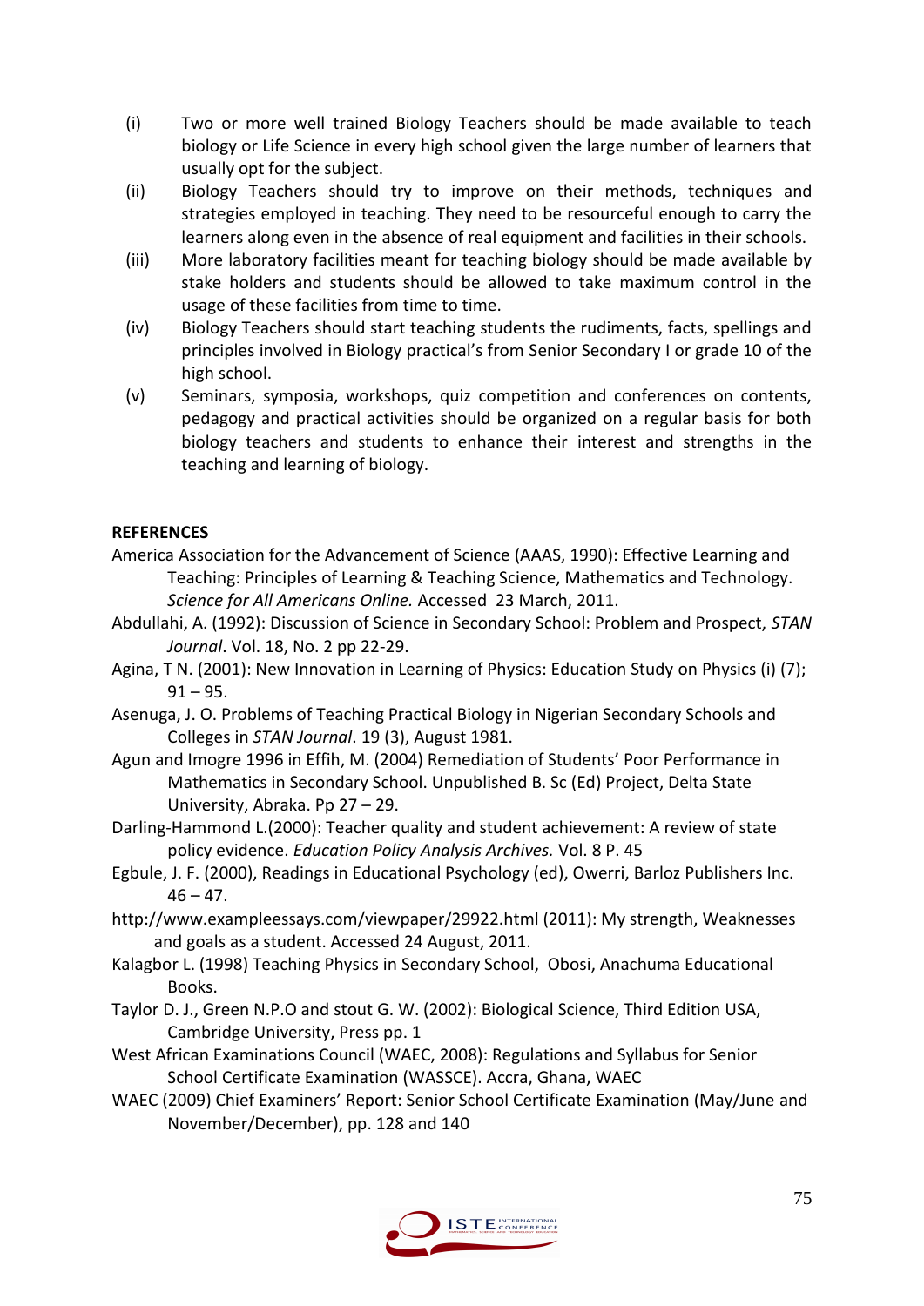(i) Two or more well trained Biology Teachers should be made available to teach biology or Life Science in every high school given the large number of learners that usually opt for the subject.

(ii) Biology Teachers should try to improve on their methods, techniques and strategies employed in teaching. They need to be resourceful enough to carry the learners along even in the absence of real equipment and facilities in their schools.

(iii) More laboratory facilities meant for teaching biology should be made available by stake holders and students should be allowed to take maximum control in the usage of these facilities from time to time.

(iv) Biology Teachers should start teaching students the rudiments, facts, spellings and principles involved in Biology practical's from Senior Secondary I or grade 10 of the high school.

(v) Seminars, symposia, workshops, quiz competition and conferences on contents, pedagogy and practical activities should be organized on a regular basis for both biology teachers and students to enhance their interest and strengths in the teaching and learning of biology.

**REFERENCES**

America Association for the Advancement of Science (AAAS, 1990): Effective Learning and Teaching: Principles of Learning & Teaching Science, Mathematics and Technology. *Science for All Americans Online.* Accessed 23 March, 2011.

Abdullahi, A. (1992): Discussion of Science in Secondary School: Problem and Prospect, *STAN Journal*. Vol. 18, No. 2 pp 22-29.

Agina, T N. (2001): New Innovation in Learning of Physics: Education Study on Physics (i) (7); 91 – 95.

Asenuga, J. O. Problems of Teaching Practical Biology in Nigerian Secondary Schools and Colleges in *STAN Journal*. 19 (3), August 1981.

Agun and Imogre 1996 in Effih, M. (2004) Remediation of Students' Poor Performance in Mathematics in Secondary School. Unpublished B. Sc (Ed) Project, Delta State University, Abraka. Pp 27 – 29.

Darling-Hammond L.(2000): Teacher quality and student achievement: A review of state policy evidence. *Education Policy Analysis Archives.* Vol. 8 P. 45

Egbule, J. F. (2000), Readings in Educational Psychology (ed), Owerri, Barloz Publishers Inc. 46 – 47.

http://www.exampleessays.com/viewpaper/29922.html (2011): My strength, Weaknesses and goals as a student. Accessed 24 August, 2011.

Kalagbor L. (1998) Teaching Physics in Secondary School, Obosi, Anachuma Educational Books.

Taylor D. J., Green N.P.O and stout G. W. (2002): Biological Science, Third Edition USA, Cambridge University, Press pp. 1

West African Examinations Council (WAEC, 2008): Regulations and Syllabus for Senior School Certificate Examination (WASSCE). Accra, Ghana, WAEC

WAEC (2009) Chief Examiners' Report: Senior School Certificate Examination (May/June and November/December), pp. 128 and 140